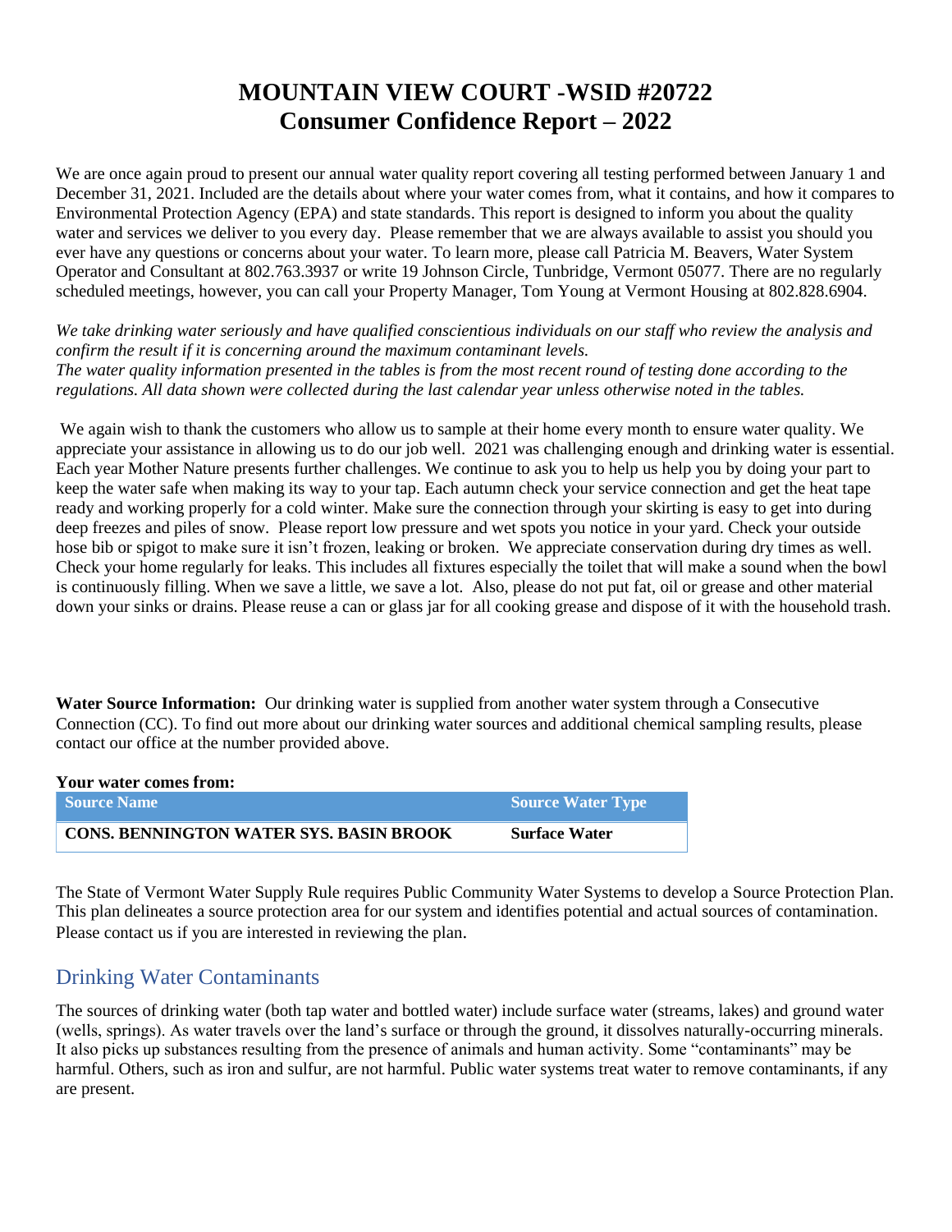# MOUNTAIN VIEW COURT -WSID #20722
# Consumer Confidence Report – 2022

We are once again proud to present our annual water quality report covering all testing performed between January 1 and December 31, 2021. Included are the details about where your water comes from, what it contains, and how it compares to Environmental Protection Agency (EPA) and state standards. This report is designed to inform you about the quality water and services we deliver to you every day. Please remember that we are always available to assist you should you ever have any questions or concerns about your water. To learn more, please call Patricia M. Beavers, Water System Operator and Consultant at 802.763.3937 or write 19 Johnson Circle, Tunbridge, Vermont 05077. There are no regularly scheduled meetings, however, you can call your Property Manager, Tom Young at Vermont Housing at 802.828.6904.

*We take drinking water seriously and have qualified conscientious individuals on our staff who review the analysis and confirm the result if it is concerning around the maximum contaminant levels.*
*The water quality information presented in the tables is from the most recent round of testing done according to the regulations. All data shown were collected during the last calendar year unless otherwise noted in the tables.*

We again wish to thank the customers who allow us to sample at their home every month to ensure water quality. We appreciate your assistance in allowing us to do our job well. 2021 was challenging enough and drinking water is essential. Each year Mother Nature presents further challenges. We continue to ask you to help us help you by doing your part to keep the water safe when making its way to your tap. Each autumn check your service connection and get the heat tape ready and working properly for a cold winter. Make sure the connection through your skirting is easy to get into during deep freezes and piles of snow. Please report low pressure and wet spots you notice in your yard. Check your outside hose bib or spigot to make sure it isn't frozen, leaking or broken. We appreciate conservation during dry times as well. Check your home regularly for leaks. This includes all fixtures especially the toilet that will make a sound when the bowl is continuously filling. When we save a little, we save a lot. Also, please do not put fat, oil or grease and other material down your sinks or drains. Please reuse a can or glass jar for all cooking grease and dispose of it with the household trash.

**Water Source Information:** Our drinking water is supplied from another water system through a Consecutive Connection (CC). To find out more about our drinking water sources and additional chemical sampling results, please contact our office at the number provided above.

**Your water comes from:**

| Source Name | Source Water Type |
|---|---|
| **CONS. BENNINGTON WATER SYS. BASIN BROOK** | **Surface Water** |

The State of Vermont Water Supply Rule requires Public Community Water Systems to develop a Source Protection Plan. This plan delineates a source protection area for our system and identifies potential and actual sources of contamination. Please contact us if you are interested in reviewing the plan.

## Drinking Water Contaminants

The sources of drinking water (both tap water and bottled water) include surface water (streams, lakes) and ground water (wells, springs). As water travels over the land's surface or through the ground, it dissolves naturally-occurring minerals. It also picks up substances resulting from the presence of animals and human activity. Some "contaminants" may be harmful. Others, such as iron and sulfur, are not harmful. Public water systems treat water to remove contaminants, if any are present.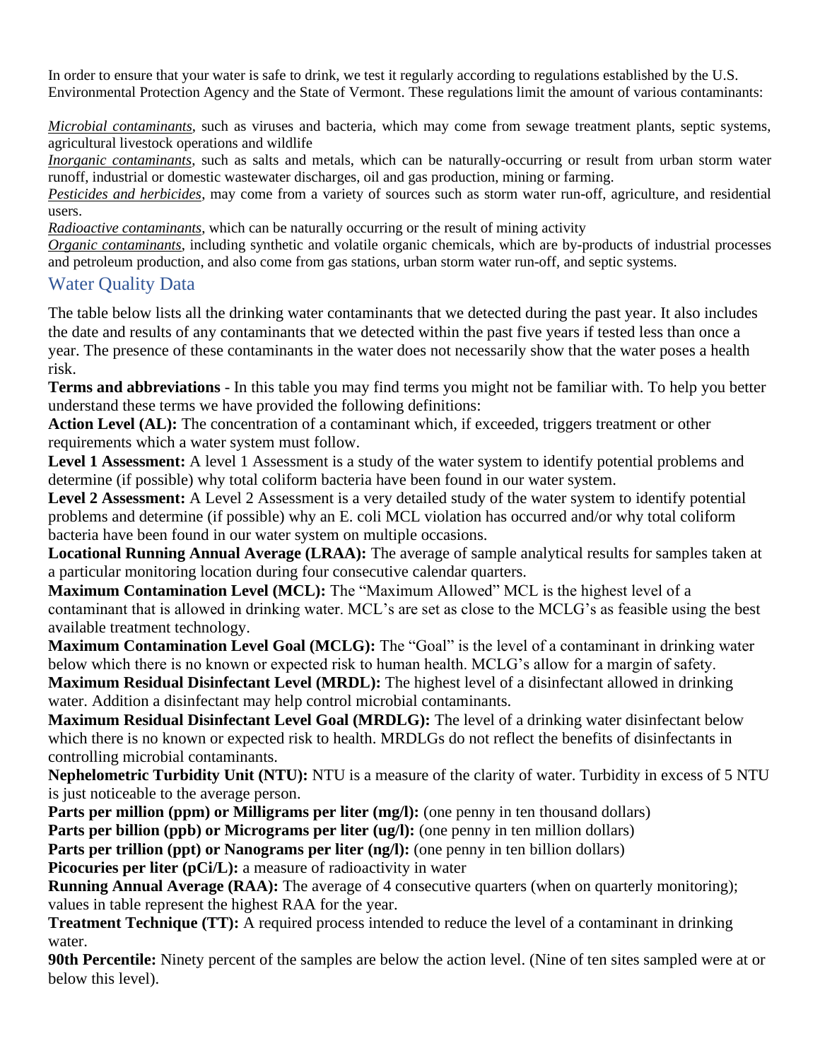In order to ensure that your water is safe to drink, we test it regularly according to regulations established by the U.S. Environmental Protection Agency and the State of Vermont. These regulations limit the amount of various contaminants:

*Microbial contaminants*, such as viruses and bacteria, which may come from sewage treatment plants, septic systems, agricultural livestock operations and wildlife
*Inorganic contaminants*, such as salts and metals, which can be naturally-occurring or result from urban storm water runoff, industrial or domestic wastewater discharges, oil and gas production, mining or farming.
*Pesticides and herbicides*, may come from a variety of sources such as storm water run-off, agriculture, and residential users.
*Radioactive contaminants*, which can be naturally occurring or the result of mining activity
*Organic contaminants*, including synthetic and volatile organic chemicals, which are by-products of industrial processes and petroleum production, and also come from gas stations, urban storm water run-off, and septic systems.

## Water Quality Data

The table below lists all the drinking water contaminants that we detected during the past year. It also includes the date and results of any contaminants that we detected within the past five years if tested less than once a year. The presence of these contaminants in the water does not necessarily show that the water poses a health risk.

**Terms and abbreviations** - In this table you may find terms you might not be familiar with. To help you better understand these terms we have provided the following definitions:

**Action Level (AL):** The concentration of a contaminant which, if exceeded, triggers treatment or other requirements which a water system must follow.

**Level 1 Assessment:** A level 1 Assessment is a study of the water system to identify potential problems and determine (if possible) why total coliform bacteria have been found in our water system.

**Level 2 Assessment:** A Level 2 Assessment is a very detailed study of the water system to identify potential problems and determine (if possible) why an E. coli MCL violation has occurred and/or why total coliform bacteria have been found in our water system on multiple occasions.

**Locational Running Annual Average (LRAA):** The average of sample analytical results for samples taken at a particular monitoring location during four consecutive calendar quarters.

**Maximum Contamination Level (MCL):** The "Maximum Allowed" MCL is the highest level of a contaminant that is allowed in drinking water. MCL's are set as close to the MCLG's as feasible using the best available treatment technology.

**Maximum Contamination Level Goal (MCLG):** The "Goal" is the level of a contaminant in drinking water below which there is no known or expected risk to human health. MCLG's allow for a margin of safety.

**Maximum Residual Disinfectant Level (MRDL):** The highest level of a disinfectant allowed in drinking water. Addition a disinfectant may help control microbial contaminants.

**Maximum Residual Disinfectant Level Goal (MRDLG):** The level of a drinking water disinfectant below which there is no known or expected risk to health. MRDLGs do not reflect the benefits of disinfectants in controlling microbial contaminants.

**Nephelometric Turbidity Unit (NTU):** NTU is a measure of the clarity of water. Turbidity in excess of 5 NTU is just noticeable to the average person.

**Parts per million (ppm) or Milligrams per liter (mg/l):** (one penny in ten thousand dollars)

**Parts per billion (ppb) or Micrograms per liter (ug/l):** (one penny in ten million dollars)

**Parts per trillion (ppt) or Nanograms per liter (ng/l):** (one penny in ten billion dollars)

**Picocuries per liter (pCi/L):** a measure of radioactivity in water

**Running Annual Average (RAA):** The average of 4 consecutive quarters (when on quarterly monitoring); values in table represent the highest RAA for the year.

**Treatment Technique (TT):** A required process intended to reduce the level of a contaminant in drinking water.

**90th Percentile:** Ninety percent of the samples are below the action level. (Nine of ten sites sampled were at or below this level).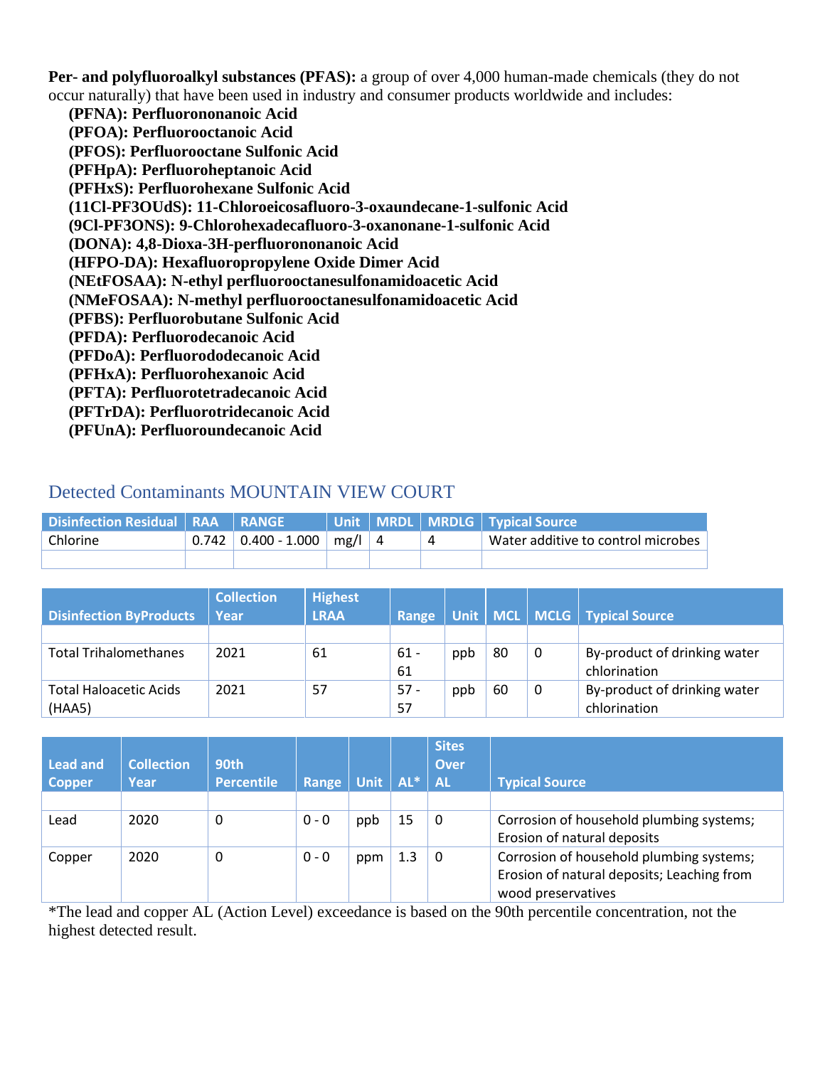**Per- and polyfluoroalkyl substances (PFAS):** a group of over 4,000 human-made chemicals (they do not occur naturally) that have been used in industry and consumer products worldwide and includes:

- **(PFNA): Perfluorononanoic Acid**
- **(PFOA): Perfluorooctanoic Acid**
- **(PFOS): Perfluorooctane Sulfonic Acid**
- **(PFHpA): Perfluoroheptanoic Acid**
- **(PFHxS): Perfluorohexane Sulfonic Acid**
- **(11Cl-PF3OUdS): 11-Chloroeicosafluoro-3-oxaundecane-1-sulfonic Acid**
- **(9Cl-PF3ONS): 9-Chlorohexadecafluoro-3-oxanonane-1-sulfonic Acid**
- **(DONA): 4,8-Dioxa-3H-perfluorononanoic Acid**
- **(HFPO-DA): Hexafluoropropylene Oxide Dimer Acid**
- **(NEtFOSAA): N-ethyl perfluorooctanesulfonamidoacetic Acid**
- **(NMeFOSAA): N-methyl perfluorooctanesulfonamidoacetic Acid**
- **(PFBS): Perfluorobutane Sulfonic Acid**
- **(PFDA): Perfluorodecanoic Acid**
- **(PFDoA): Perfluorododecanoic Acid**
- **(PFHxA): Perfluorohexanoic Acid**
- **(PFTA): Perfluorotetradecanoic Acid**
- **(PFTrDA): Perfluorotridecanoic Acid**
- **(PFUnA): Perfluoroundecanoic Acid**

## Detected Contaminants MOUNTAIN VIEW COURT

| Disinfection Residual | RAA | RANGE | Unit | MRDL | MRDLG | Typical Source |
|---|---|---|---|---|---|---|
| Chlorine | 0.742 | 0.400 - 1.000 | mg/l | 4 | 4 | Water additive to control microbes |
| | | | | | | |

| Disinfection ByProducts | Collection Year | Highest LRAA | Range | Unit | MCL | MCLG | Typical Source |
|---|---|---|---|---|---|---|---|
| | | | | | | | |
| Total Trihalomethanes | 2021 | 61 | 61 - 61 | ppb | 80 | 0 | By-product of drinking water chlorination |
| Total Haloacetic Acids (HAA5) | 2021 | 57 | 57 - 57 | ppb | 60 | 0 | By-product of drinking water chlorination |

| Lead and Copper | Collection Year | 90th Percentile | Range | Unit | AL* | Sites Over AL | Typical Source |
|---|---|---|---|---|---|---|---|
| | | | | | | | |
| Lead | 2020 | 0 | 0 - 0 | ppb | 15 | 0 | Corrosion of household plumbing systems; Erosion of natural deposits |
| Copper | 2020 | 0 | 0 - 0 | ppm | 1.3 | 0 | Corrosion of household plumbing systems; Erosion of natural deposits; Leaching from wood preservatives |

*The lead and copper AL (Action Level) exceedance is based on the 90th percentile concentration, not the highest detected result.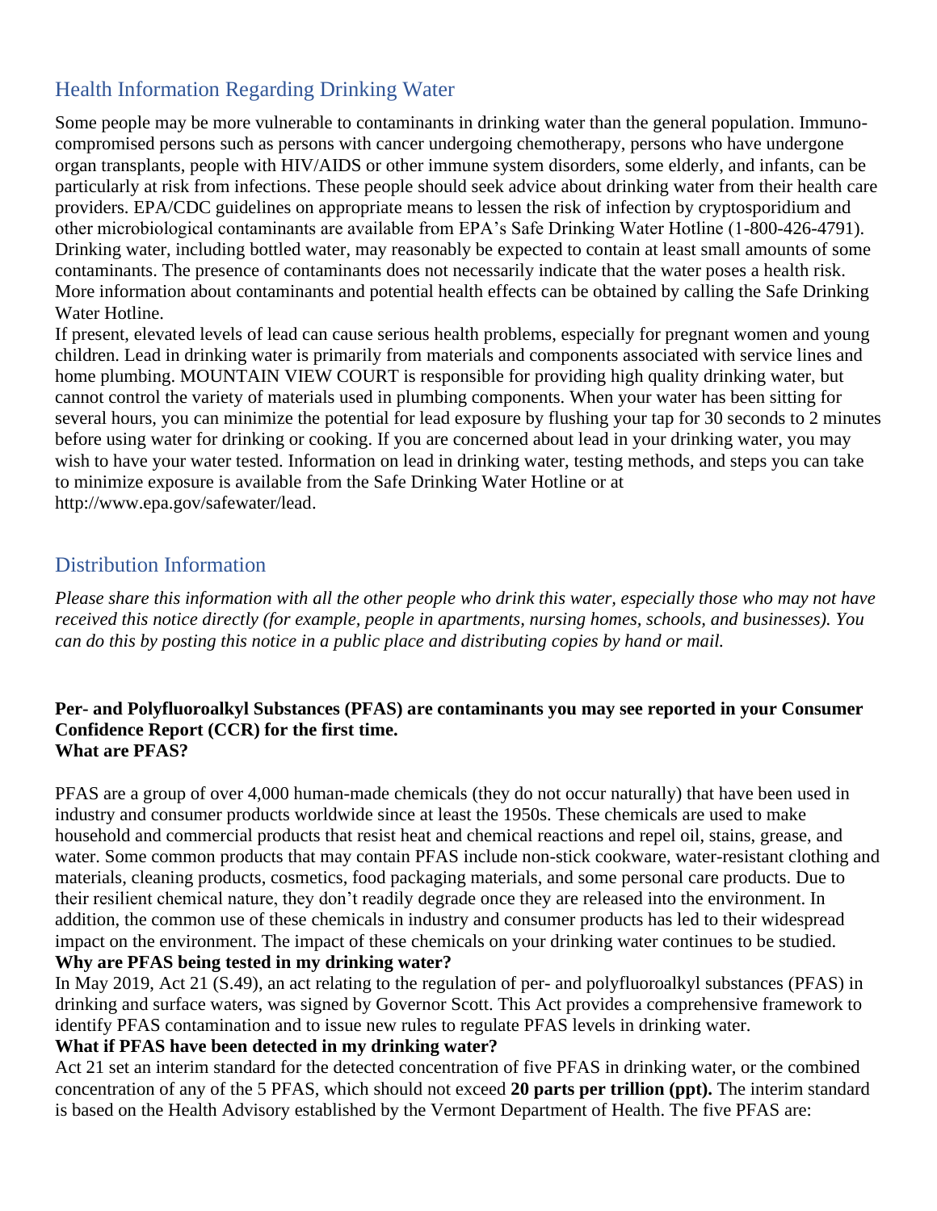## Health Information Regarding Drinking Water

Some people may be more vulnerable to contaminants in drinking water than the general population. Immuno-compromised persons such as persons with cancer undergoing chemotherapy, persons who have undergone organ transplants, people with HIV/AIDS or other immune system disorders, some elderly, and infants, can be particularly at risk from infections. These people should seek advice about drinking water from their health care providers. EPA/CDC guidelines on appropriate means to lessen the risk of infection by cryptosporidium and other microbiological contaminants are available from EPA's Safe Drinking Water Hotline (1-800-426-4791). Drinking water, including bottled water, may reasonably be expected to contain at least small amounts of some contaminants. The presence of contaminants does not necessarily indicate that the water poses a health risk. More information about contaminants and potential health effects can be obtained by calling the Safe Drinking Water Hotline.

If present, elevated levels of lead can cause serious health problems, especially for pregnant women and young children. Lead in drinking water is primarily from materials and components associated with service lines and home plumbing. MOUNTAIN VIEW COURT is responsible for providing high quality drinking water, but cannot control the variety of materials used in plumbing components. When your water has been sitting for several hours, you can minimize the potential for lead exposure by flushing your tap for 30 seconds to 2 minutes before using water for drinking or cooking. If you are concerned about lead in your drinking water, you may wish to have your water tested. Information on lead in drinking water, testing methods, and steps you can take to minimize exposure is available from the Safe Drinking Water Hotline or at http://www.epa.gov/safewater/lead.

## Distribution Information

*Please share this information with all the other people who drink this water, especially those who may not have received this notice directly (for example, people in apartments, nursing homes, schools, and businesses). You can do this by posting this notice in a public place and distributing copies by hand or mail.*

**Per- and Polyfluoroalkyl Substances (PFAS) are contaminants you may see reported in your Consumer Confidence Report (CCR) for the first time.**

**What are PFAS?**

PFAS are a group of over 4,000 human-made chemicals (they do not occur naturally) that have been used in industry and consumer products worldwide since at least the 1950s. These chemicals are used to make household and commercial products that resist heat and chemical reactions and repel oil, stains, grease, and water. Some common products that may contain PFAS include non-stick cookware, water-resistant clothing and materials, cleaning products, cosmetics, food packaging materials, and some personal care products. Due to their resilient chemical nature, they don't readily degrade once they are released into the environment. In addition, the common use of these chemicals in industry and consumer products has led to their widespread impact on the environment. The impact of these chemicals on your drinking water continues to be studied.

**Why are PFAS being tested in my drinking water?**

In May 2019, Act 21 (S.49), an act relating to the regulation of per- and polyfluoroalkyl substances (PFAS) in drinking and surface waters, was signed by Governor Scott. This Act provides a comprehensive framework to identify PFAS contamination and to issue new rules to regulate PFAS levels in drinking water.

**What if PFAS have been detected in my drinking water?**

Act 21 set an interim standard for the detected concentration of five PFAS in drinking water, or the combined concentration of any of the 5 PFAS, which should not exceed **20 parts per trillion (ppt).** The interim standard is based on the Health Advisory established by the Vermont Department of Health. The five PFAS are: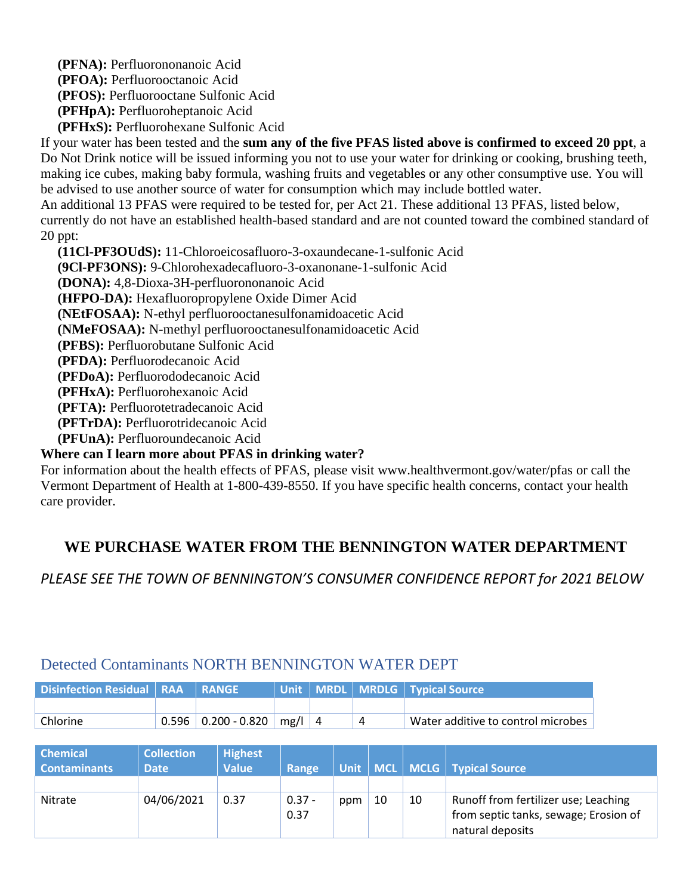**(PFNA):** Perfluorononanoic Acid
**(PFOA):** Perfluorooctanoic Acid
**(PFOS):** Perfluorooctane Sulfonic Acid
**(PFHpA):** Perfluoroheptanoic Acid
**(PFHxS):** Perfluorohexane Sulfonic Acid

If your water has been tested and the **sum any of the five PFAS listed above is confirmed to exceed 20 ppt**, a Do Not Drink notice will be issued informing you not to use your water for drinking or cooking, brushing teeth, making ice cubes, making baby formula, washing fruits and vegetables or any other consumptive use. You will be advised to use another source of water for consumption which may include bottled water.

An additional 13 PFAS were required to be tested for, per Act 21. These additional 13 PFAS, listed below, currently do not have an established health-based standard and are not counted toward the combined standard of 20 ppt:

**(11Cl-PF3OUdS):** 11-Chloroeicosafluoro-3-oxaundecane-1-sulfonic Acid
**(9Cl-PF3ONS):** 9-Chlorohexadecafluoro-3-oxanonane-1-sulfonic Acid
**(DONA):** 4,8-Dioxa-3H-perfluorononanoic Acid
**(HFPO-DA):** Hexafluoropropylene Oxide Dimer Acid
**(NEtFOSAA):** N-ethyl perfluorooctanesulfonamidoacetic Acid
**(NMeFOSAA):** N-methyl perfluorooctanesulfonamidoacetic Acid
**(PFBS):** Perfluorobutane Sulfonic Acid
**(PFDA):** Perfluorodecanoic Acid
**(PFDoA):** Perfluorododecanoic Acid
**(PFHxA):** Perfluorohexanoic Acid
**(PFTA):** Perfluorotetradecanoic Acid
**(PFTrDA):** Perfluorotridecanoic Acid
**(PFUnA):** Perfluoroundecanoic Acid

**Where can I learn more about PFAS in drinking water?**

For information about the health effects of PFAS, please visit www.healthvermont.gov/water/pfas or call the Vermont Department of Health at 1-800-439-8550. If you have specific health concerns, contact your health care provider.

## WE PURCHASE WATER FROM THE BENNINGTON WATER DEPARTMENT

*PLEASE SEE THE TOWN OF BENNINGTON'S CONSUMER CONFIDENCE REPORT for 2021 BELOW*

## Detected Contaminants NORTH BENNINGTON WATER DEPT

| Disinfection Residual | RAA | RANGE | Unit | MRDL | MRDLG | Typical Source |
|---|---|---|---|---|---|---|
| | | | | | | |
| Chlorine | 0.596 | 0.200 - 0.820 | mg/l | 4 | 4 | Water additive to control microbes |

| Chemical Contaminants | Collection Date | Highest Value | Range | Unit | MCL | MCLG | Typical Source |
|---|---|---|---|---|---|---|---|
| | | | | | | | |
| Nitrate | 04/06/2021 | 0.37 | 0.37 - 0.37 | ppm | 10 | 10 | Runoff from fertilizer use; Leaching from septic tanks, sewage; Erosion of natural deposits |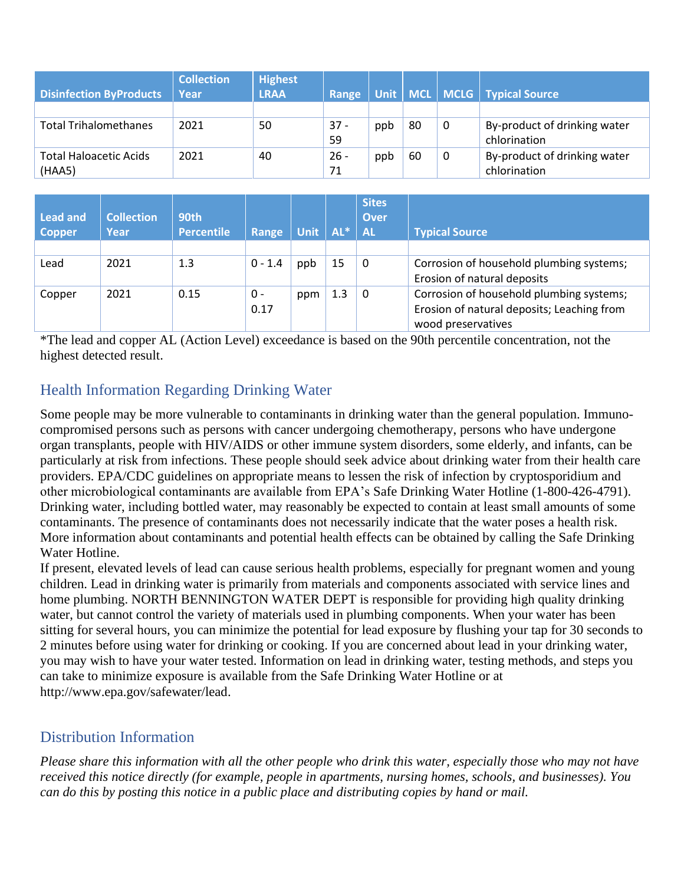| Disinfection ByProducts | Collection Year | Highest LRAA | Range | Unit | MCL | MCLG | Typical Source |
|---|---|---|---|---|---|---|---|
| | | | | | | | |
| Total Trihalomethanes | 2021 | 50 | 37 - 59 | ppb | 80 | 0 | By-product of drinking water chlorination |
| Total Haloacetic Acids (HAA5) | 2021 | 40 | 26 - 71 | ppb | 60 | 0 | By-product of drinking water chlorination |

| Lead and Copper | Collection Year | 90th Percentile | Range | Unit | AL* | Sites Over AL | Typical Source |
|---|---|---|---|---|---|---|---|
| | | | | | | | |
| Lead | 2021 | 1.3 | 0 - 1.4 | ppb | 15 | 0 | Corrosion of household plumbing systems; Erosion of natural deposits |
| Copper | 2021 | 0.15 | 0 - 0.17 | ppm | 1.3 | 0 | Corrosion of household plumbing systems; Erosion of natural deposits; Leaching from wood preservatives |

*The lead and copper AL (Action Level) exceedance is based on the 90th percentile concentration, not the highest detected result.

## Health Information Regarding Drinking Water

Some people may be more vulnerable to contaminants in drinking water than the general population. Immuno-compromised persons such as persons with cancer undergoing chemotherapy, persons who have undergone organ transplants, people with HIV/AIDS or other immune system disorders, some elderly, and infants, can be particularly at risk from infections. These people should seek advice about drinking water from their health care providers. EPA/CDC guidelines on appropriate means to lessen the risk of infection by cryptosporidium and other microbiological contaminants are available from EPA's Safe Drinking Water Hotline (1-800-426-4791). Drinking water, including bottled water, may reasonably be expected to contain at least small amounts of some contaminants. The presence of contaminants does not necessarily indicate that the water poses a health risk. More information about contaminants and potential health effects can be obtained by calling the Safe Drinking Water Hotline.

If present, elevated levels of lead can cause serious health problems, especially for pregnant women and young children. Lead in drinking water is primarily from materials and components associated with service lines and home plumbing. NORTH BENNINGTON WATER DEPT is responsible for providing high quality drinking water, but cannot control the variety of materials used in plumbing components. When your water has been sitting for several hours, you can minimize the potential for lead exposure by flushing your tap for 30 seconds to 2 minutes before using water for drinking or cooking. If you are concerned about lead in your drinking water, you may wish to have your water tested. Information on lead in drinking water, testing methods, and steps you can take to minimize exposure is available from the Safe Drinking Water Hotline or at http://www.epa.gov/safewater/lead.

## Distribution Information

*Please share this information with all the other people who drink this water, especially those who may not have received this notice directly (for example, people in apartments, nursing homes, schools, and businesses). You can do this by posting this notice in a public place and distributing copies by hand or mail.*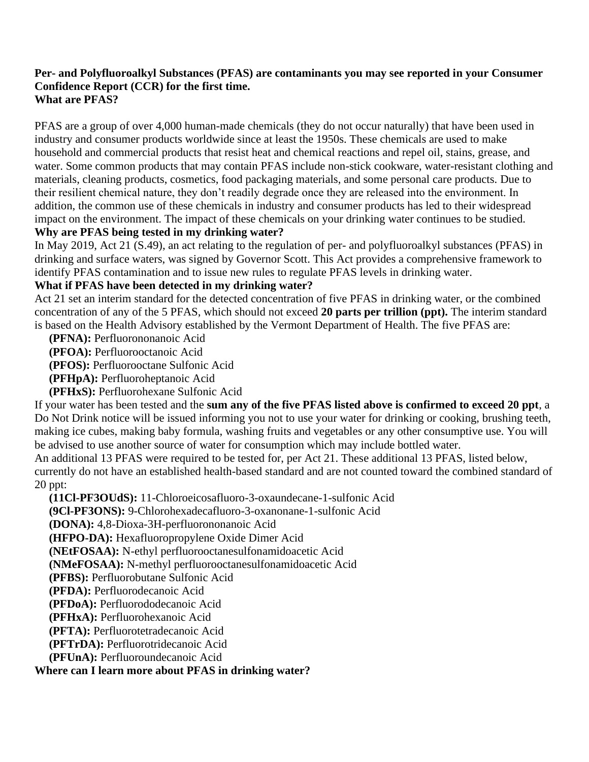**Per- and Polyfluoroalkyl Substances (PFAS) are contaminants you may see reported in your Consumer Confidence Report (CCR) for the first time.**

**What are PFAS?**

PFAS are a group of over 4,000 human-made chemicals (they do not occur naturally) that have been used in industry and consumer products worldwide since at least the 1950s. These chemicals are used to make household and commercial products that resist heat and chemical reactions and repel oil, stains, grease, and water. Some common products that may contain PFAS include non-stick cookware, water-resistant clothing and materials, cleaning products, cosmetics, food packaging materials, and some personal care products. Due to their resilient chemical nature, they don't readily degrade once they are released into the environment. In addition, the common use of these chemicals in industry and consumer products has led to their widespread impact on the environment. The impact of these chemicals on your drinking water continues to be studied.

**Why are PFAS being tested in my drinking water?**

In May 2019, Act 21 (S.49), an act relating to the regulation of per- and polyfluoroalkyl substances (PFAS) in drinking and surface waters, was signed by Governor Scott. This Act provides a comprehensive framework to identify PFAS contamination and to issue new rules to regulate PFAS levels in drinking water.

**What if PFAS have been detected in my drinking water?**

Act 21 set an interim standard for the detected concentration of five PFAS in drinking water, or the combined concentration of any of the 5 PFAS, which should not exceed **20 parts per trillion (ppt).** The interim standard is based on the Health Advisory established by the Vermont Department of Health. The five PFAS are:

- **(PFNA):** Perfluorononanoic Acid
- **(PFOA):** Perfluorooctanoic Acid
- **(PFOS):** Perfluorooctane Sulfonic Acid
- **(PFHpA):** Perfluoroheptanoic Acid
- **(PFHxS):** Perfluorohexane Sulfonic Acid

If your water has been tested and the **sum any of the five PFAS listed above is confirmed to exceed 20 ppt**, a Do Not Drink notice will be issued informing you not to use your water for drinking or cooking, brushing teeth, making ice cubes, making baby formula, washing fruits and vegetables or any other consumptive use. You will be advised to use another source of water for consumption which may include bottled water.

An additional 13 PFAS were required to be tested for, per Act 21. These additional 13 PFAS, listed below, currently do not have an established health-based standard and are not counted toward the combined standard of 20 ppt:

- **(11Cl-PF3OUdS):** 11-Chloroeicosafluoro-3-oxaundecane-1-sulfonic Acid
- **(9Cl-PF3ONS):** 9-Chlorohexadecafluoro-3-oxanonane-1-sulfonic Acid
- **(DONA):** 4,8-Dioxa-3H-perfluorononanoic Acid
- **(HFPO-DA):** Hexafluoropropylene Oxide Dimer Acid
- **(NEtFOSAA):** N-ethyl perfluorooctanesulfonamidoacetic Acid
- **(NMeFOSAA):** N-methyl perfluorooctanesulfonamidoacetic Acid
- **(PFBS):** Perfluorobutane Sulfonic Acid
- **(PFDA):** Perfluorodecanoic Acid
- **(PFDoA):** Perfluorododecanoic Acid
- **(PFHxA):** Perfluorohexanoic Acid
- **(PFTA):** Perfluorotetradecanoic Acid
- **(PFTrDA):** Perfluorotridecanoic Acid
- **(PFUnA):** Perfluoroundecanoic Acid

**Where can I learn more about PFAS in drinking water?**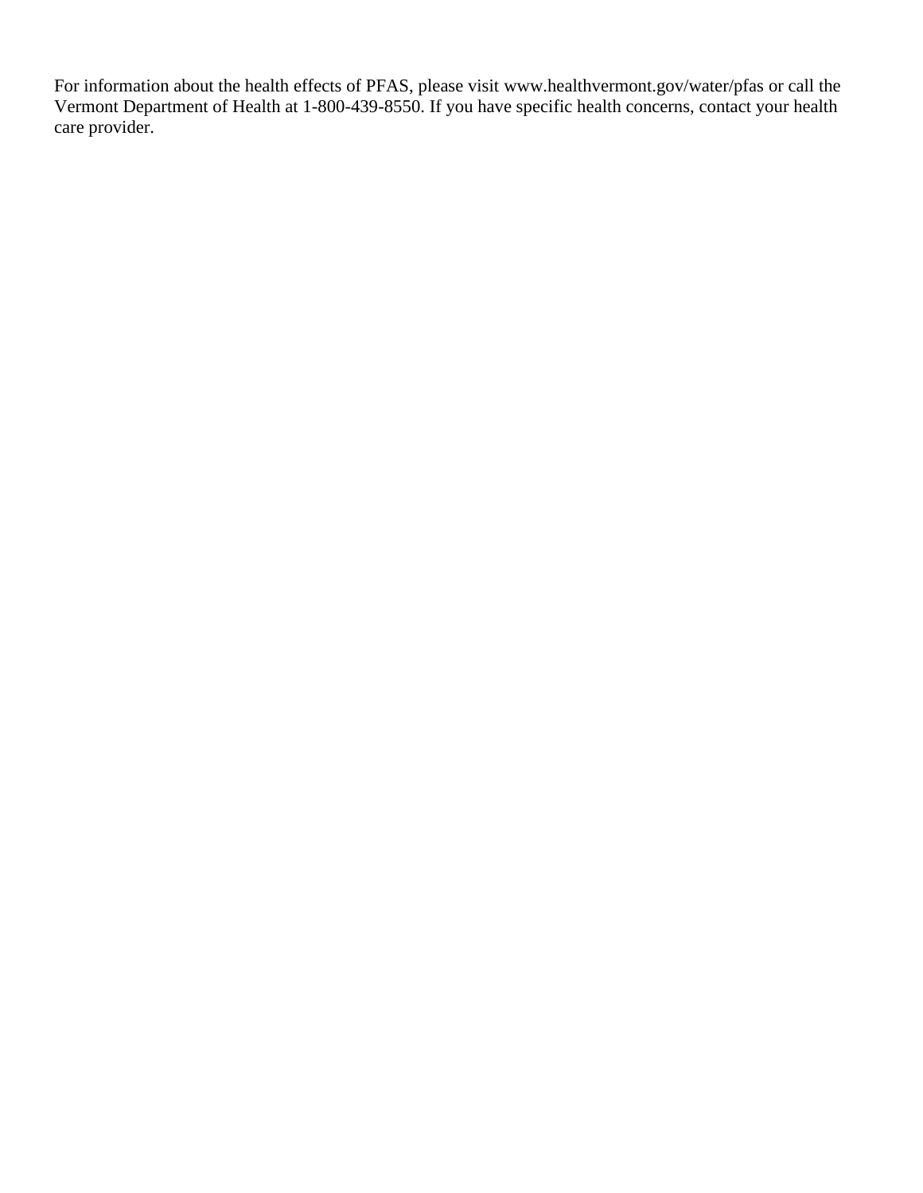For information about the health effects of PFAS, please visit www.healthvermont.gov/water/pfas or call the Vermont Department of Health at 1-800-439-8550. If you have specific health concerns, contact your health care provider.